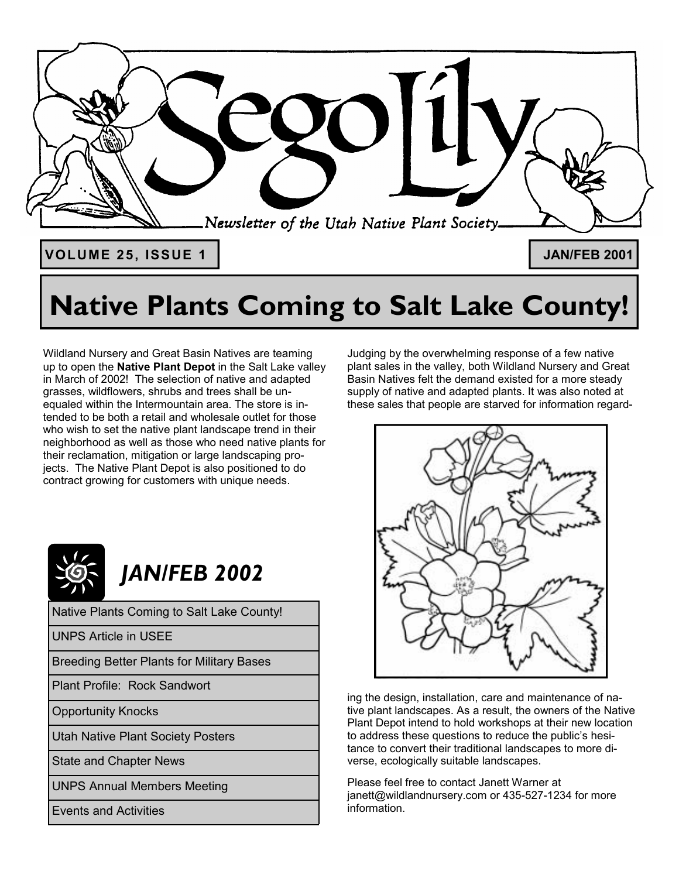# Sego Lily

*Newsletter of the Utah Native Plant Society*

**VOLUME 25, ISSUE 1** — **JAN/FEB 2001**

# Native Plants Coming to Salt Lake County!

Wildland Nursery and Great Basin Natives are teaming up to open the **Native Plant Depot** in the Salt Lake valley in March of 2002! The selection of native and adapted grasses, wildflowers, shrubs and trees shall be unequaled within the Intermountain area. The store is intended to be both a retail and wholesale outlet for those who wish to set the native plant landscape trend in their neighborhood as well as those who need native plants for their reclamation, mitigation or large landscaping projects. The Native Plant Depot is also positioned to do contract growing for customers with unique needs.

Judging by the overwhelming response of a few native plant sales in the valley, both Wildland Nursery and Great Basin Natives felt the demand existed for a more steady supply of native and adapted plants. It was also noted at these sales that people are starved for information regarding the design, installation, care and maintenance of native plant landscapes. As a result, the owners of the Native Plant Depot intend to hold workshops at their new location to address these questions to reduce the public's hesitance to convert their traditional landscapes to more diverse, ecologically suitable landscapes.

Please feel free to contact Janett Warner at janett@wildlandnursery.com or 435-527-1234 for more information.

## *JAN/FEB 2002*

- Native Plants Coming to Salt Lake County!
- UNPS Article in USEE
- Breeding Better Plants for Military Bases
- Plant Profile: Rock Sandwort
- Opportunity Knocks
- Utah Native Plant Society Posters
- State and Chapter News
- UNPS Annual Members Meeting
- Events and Activities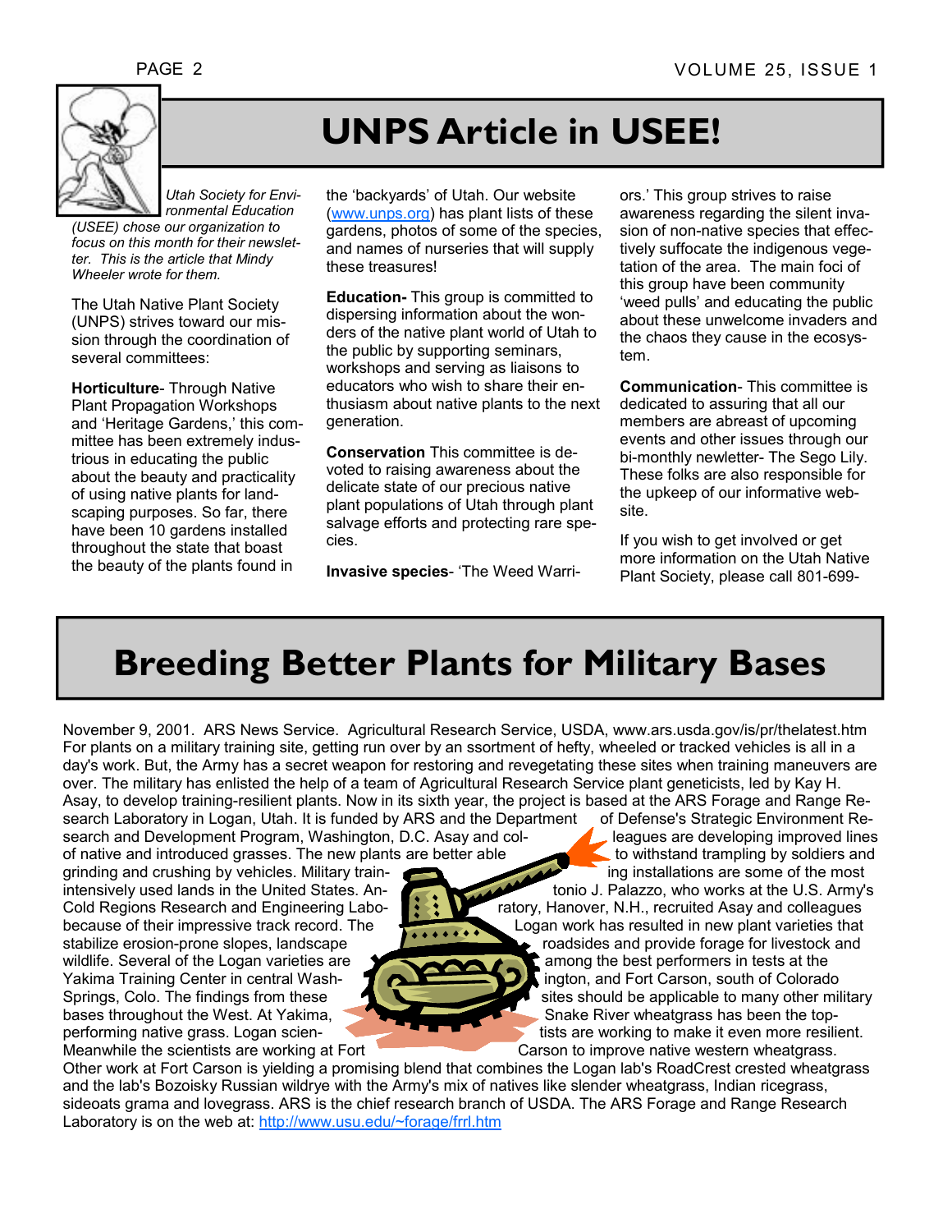# UNPS Article in USEE!

*Utah Society for Environmental Education (USEE) chose our organization to focus on this month for their newsletter. This is the article that Mindy Wheeler wrote for them.*

The Utah Native Plant Society (UNPS) strives toward our mission through the coordination of several committees:

**Horticulture**- Through Native Plant Propagation Workshops and 'Heritage Gardens,' this committee has been extremely industrious in educating the public about the beauty and practicality of using native plants for landscaping purposes. So far, there have been 10 gardens installed throughout the state that boast the beauty of the plants found in the 'backyards' of Utah. Our website (www.unps.org) has plant lists of these gardens, photos of some of the species, and names of nurseries that will supply these treasures!

**Education-** This group is committed to dispersing information about the wonders of the native plant world of Utah to the public by supporting seminars, workshops and serving as liaisons to educators who wish to share their enthusiasm about native plants to the next generation.

**Conservation** This committee is devoted to raising awareness about the delicate state of our precious native plant populations of Utah through plant salvage efforts and protecting rare species.

**Invasive species**- 'The Weed Warriors.' This group strives to raise awareness regarding the silent invasion of non-native species that effectively suffocate the indigenous vegetation of the area. The main foci of this group have been community 'weed pulls' and educating the public about these unwelcome invaders and the chaos they cause in the ecosystem.

**Communication**- This committee is dedicated to assuring that all our members are abreast of upcoming events and other issues through our bi-monthly newletter- The Sego Lily. These folks are also responsible for the upkeep of our informative website.

If you wish to get involved or get more information on the Utah Native Plant Society, please call 801-699-

# Breeding Better Plants for Military Bases

November 9, 2001. ARS News Service. Agricultural Research Service, USDA, www.ars.usda.gov/is/pr/thelatest.htm For plants on a military training site, getting run over by an ssortment of hefty, wheeled or tracked vehicles is all in a day's work. But, the Army has a secret weapon for restoring and revegetating these sites when training maneuvers are over. The military has enlisted the help of a team of Agricultural Research Service plant geneticists, led by Kay H. Asay, to develop training-resilient plants. Now in its sixth year, the project is based at the ARS Forage and Range Research Laboratory in Logan, Utah. It is funded by ARS and the Department of Defense's Strategic Environment Research and Development Program, Washington, D.C. Asay and colleagues are developing improved lines of native and introduced grasses. The new plants are better able to withstand trampling by soldiers and grinding and crushing by vehicles. Military training installations are some of the most intensively used lands in the United States. Antonio J. Palazzo, who works at the U.S. Army's Cold Regions Research and Engineering Laboratory, Hanover, N.H., recruited Asay and colleagues because of their impressive track record. The Logan work has resulted in new plant varieties that stabilize erosion-prone slopes, landscape roadsides and provide forage for livestock and wildlife. Several of the Logan varieties are among the best performers in tests at the Yakima Training Center in central Washington, and Fort Carson, south of Colorado Springs, Colo. The findings from these sites should be applicable to many other military bases throughout the West. At Yakima, Snake River wheatgrass has been the top-performing native grass. Logan scientists are working to make it even more resilient. Meanwhile the scientists are working at Fort Carson to improve native western wheatgrass. Other work at Fort Carson is yielding a promising blend that combines the Logan lab's RoadCrest crested wheatgrass and the lab's Bozoisky Russian wildrye with the Army's mix of natives like slender wheatgrass, Indian ricegrass, sideoats grama and lovegrass. ARS is the chief research branch of USDA. The ARS Forage and Range Research Laboratory is on the web at: http://www.usu.edu/~forage/frrl.htm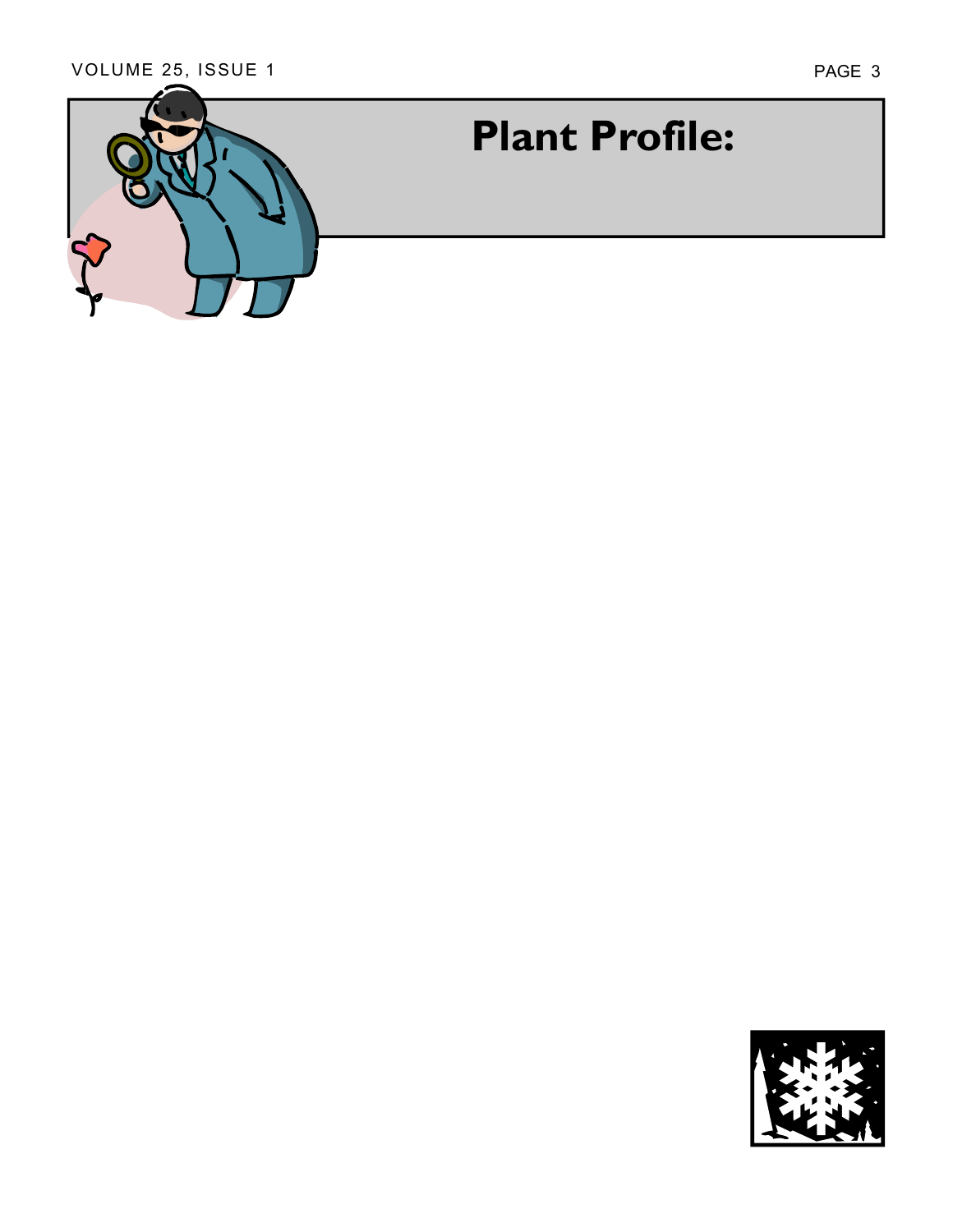# Plant Profile: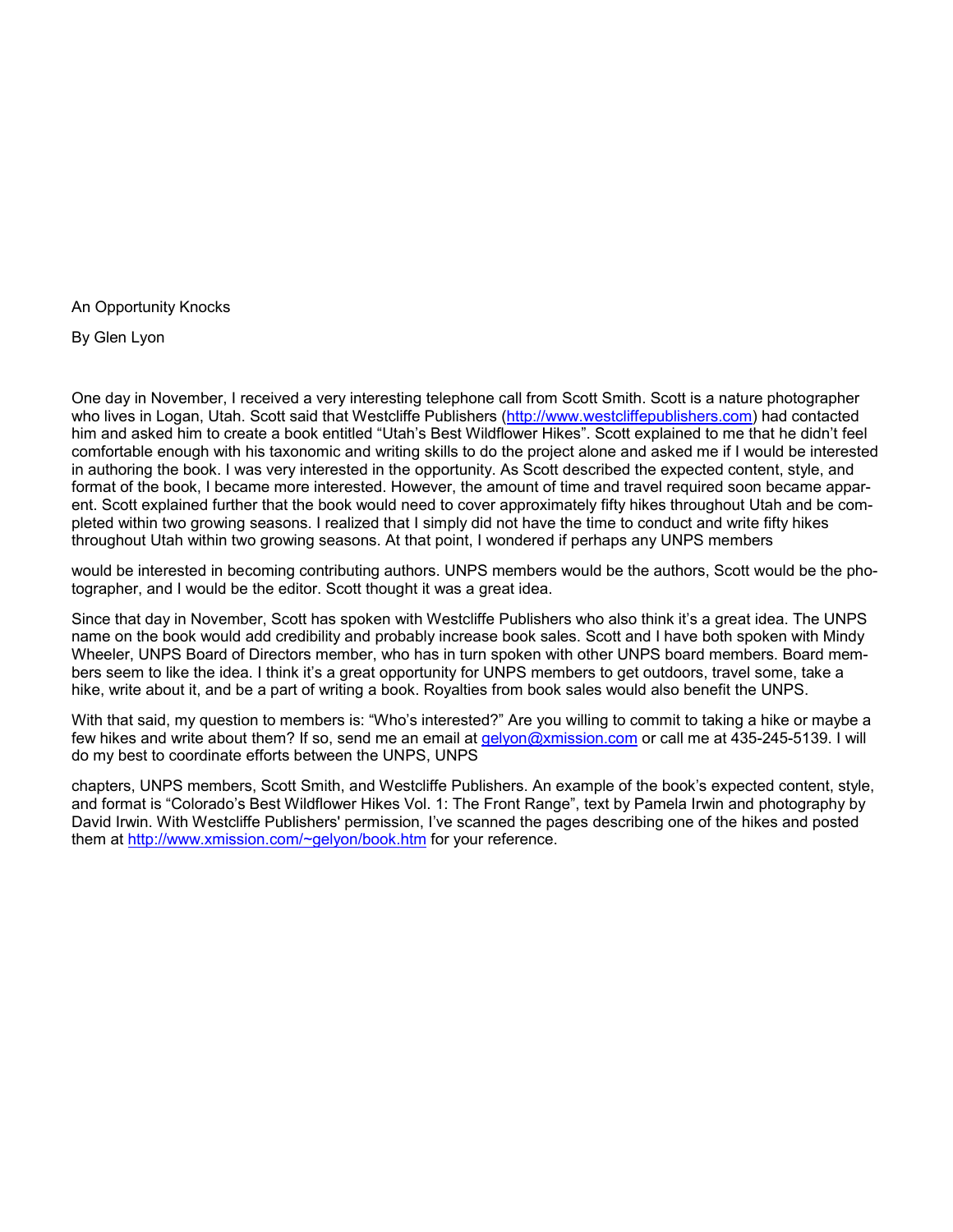# An Opportunity Knocks

By Glen Lyon

One day in November, I received a very interesting telephone call from Scott Smith. Scott is a nature photographer who lives in Logan, Utah. Scott said that Westcliffe Publishers (http://www.westcliffepublishers.com) had contacted him and asked him to create a book entitled "Utah's Best Wildflower Hikes". Scott explained to me that he didn't feel comfortable enough with his taxonomic and writing skills to do the project alone and asked me if I would be interested in authoring the book. I was very interested in the opportunity. As Scott described the expected content, style, and format of the book, I became more interested. However, the amount of time and travel required soon became apparent. Scott explained further that the book would need to cover approximately fifty hikes throughout Utah and be completed within two growing seasons. I realized that I simply did not have the time to conduct and write fifty hikes throughout Utah within two growing seasons. At that point, I wondered if perhaps any UNPS members would be interested in becoming contributing authors. UNPS members would be the authors, Scott would be the photographer, and I would be the editor. Scott thought it was a great idea.

Since that day in November, Scott has spoken with Westcliffe Publishers who also think it's a great idea. The UNPS name on the book would add credibility and probably increase book sales. Scott and I have both spoken with Mindy Wheeler, UNPS Board of Directors member, who has in turn spoken with other UNPS board members. Board members seem to like the idea. I think it's a great opportunity for UNPS members to get outdoors, travel some, take a hike, write about it, and be a part of writing a book. Royalties from book sales would also benefit the UNPS.

With that said, my question to members is: "Who's interested?" Are you willing to commit to taking a hike or maybe a few hikes and write about them? If so, send me an email at gelyon@xmission.com or call me at 435-245-5139. I will do my best to coordinate efforts between the UNPS, UNPS chapters, UNPS members, Scott Smith, and Westcliffe Publishers. An example of the book's expected content, style, and format is "Colorado's Best Wildflower Hikes Vol. 1: The Front Range", text by Pamela Irwin and photography by David Irwin. With Westcliffe Publishers' permission, I've scanned the pages describing one of the hikes and posted them at http://www.xmission.com/~gelyon/book.htm for your reference.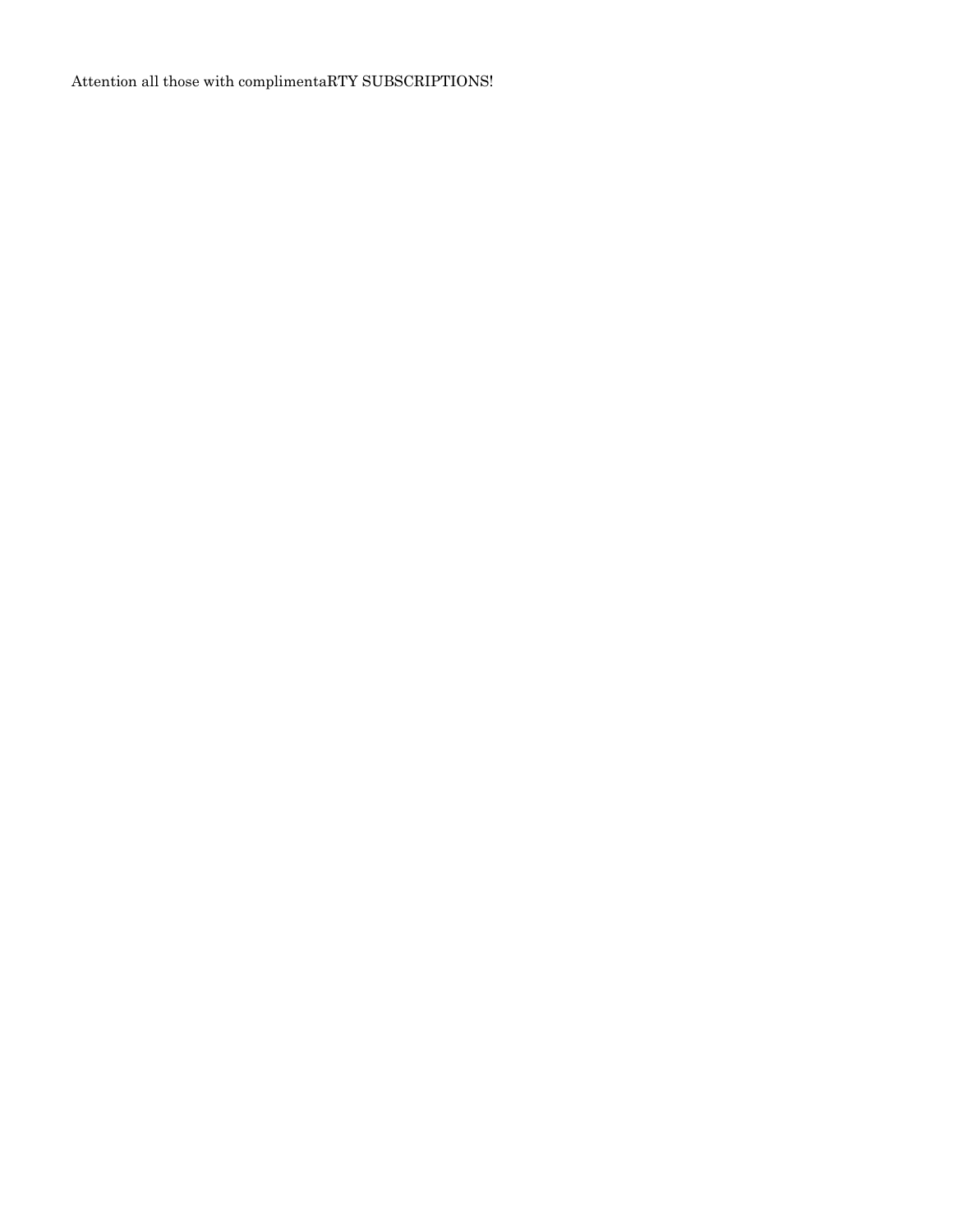Attention all those with complimentaRTY SUBSCRIPTIONS!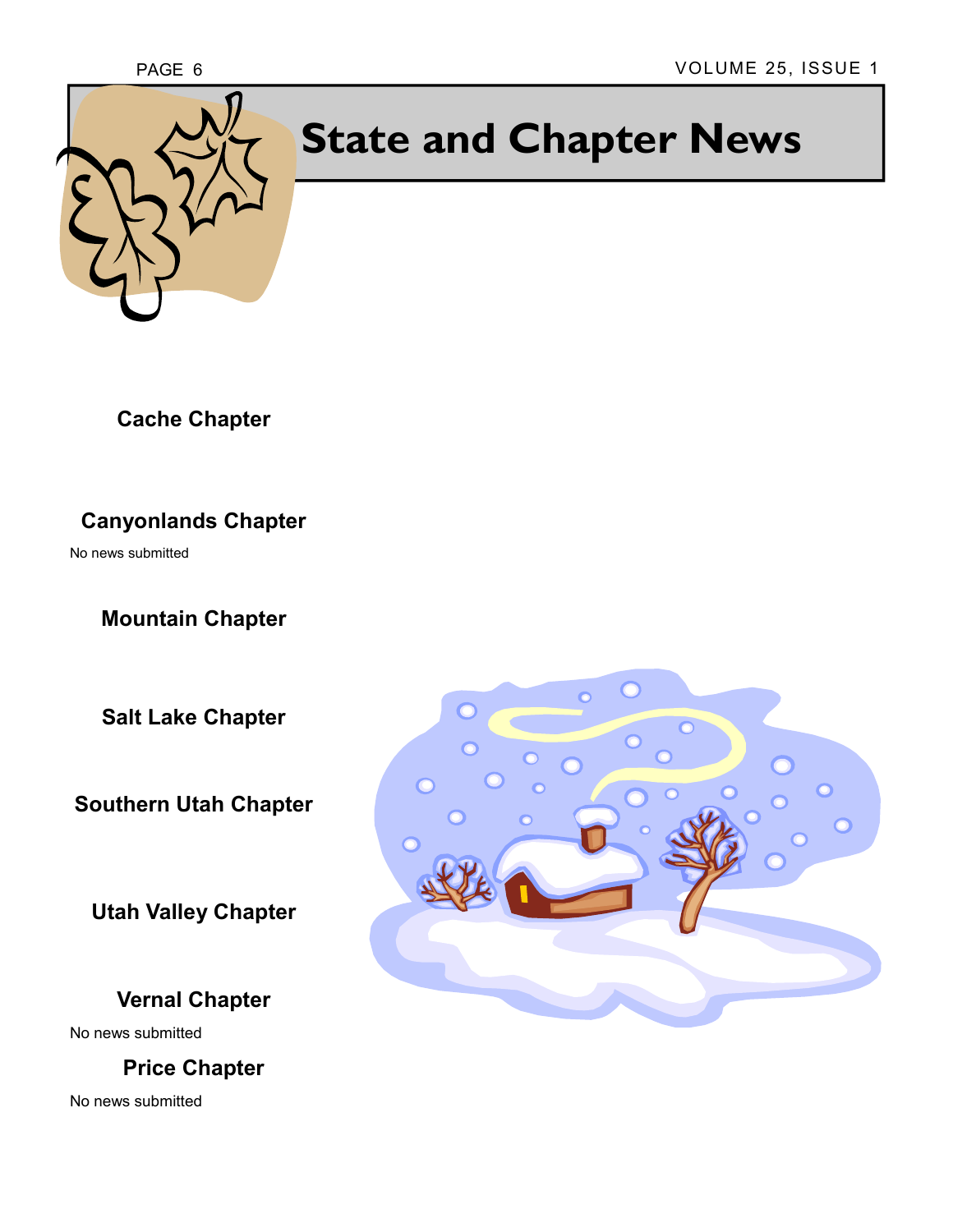# State and Chapter News

## Cache Chapter

## Canyonlands Chapter

No news submitted

## Mountain Chapter

## Salt Lake Chapter

## Southern Utah Chapter

## Utah Valley Chapter

## Vernal Chapter

No news submitted

## Price Chapter

No news submitted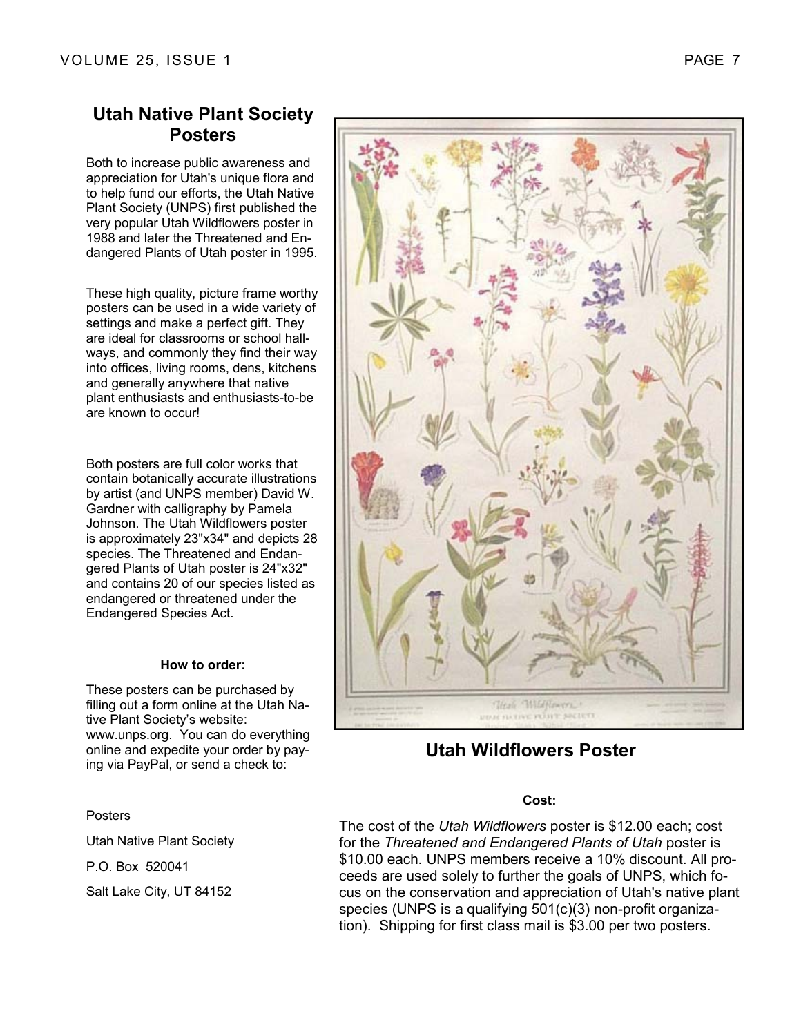## Utah Native Plant Society Posters

Both to increase public awareness and appreciation for Utah's unique flora and to help fund our efforts, the Utah Native Plant Society (UNPS) first published the very popular Utah Wildflowers poster in 1988 and later the Threatened and Endangered Plants of Utah poster in 1995.

These high quality, picture frame worthy posters can be used in a wide variety of settings and make a perfect gift. They are ideal for classrooms or school hallways, and commonly they find their way into offices, living rooms, dens, kitchens and generally anywhere that native plant enthusiasts and enthusiasts-to-be are known to occur!

Both posters are full color works that contain botanically accurate illustrations by artist (and UNPS member) David W. Gardner with calligraphy by Pamela Johnson. The Utah Wildflowers poster is approximately 23"x34" and depicts 28 species. The Threatened and Endangered Plants of Utah poster is 24"x32" and contains 20 of our species listed as endangered or threatened under the Endangered Species Act.

**How to order:**

These posters can be purchased by filling out a form online at the Utah Native Plant Society's website: www.unps.org. You can do everything online and expedite your order by paying via PayPal, or send a check to:

Posters

Utah Native Plant Society

P.O. Box 520041

Salt Lake City, UT 84152

**Utah Wildflowers Poster**

**Cost:**

The cost of the *Utah Wildflowers* poster is $12.00 each; cost for the *Threatened and Endangered Plants of Utah* poster is $10.00 each. UNPS members receive a 10% discount. All proceeds are used solely to further the goals of UNPS, which focus on the conservation and appreciation of Utah's native plant species (UNPS is a qualifying 501(c)(3) non-profit organization). Shipping for first class mail is $3.00 per two posters.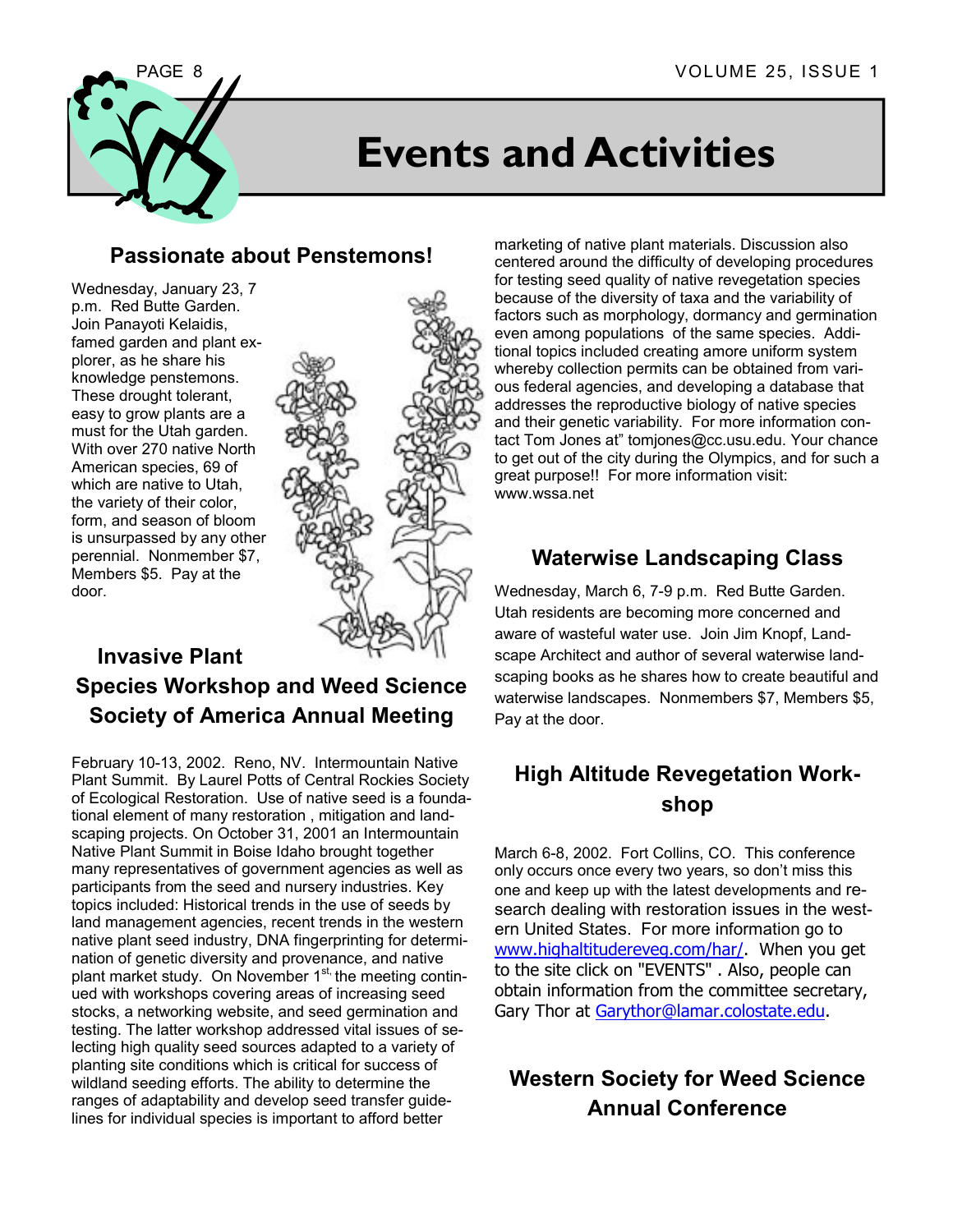# Events and Activities

## Passionate about Penstemons!

Wednesday, January 23, 7 p.m. Red Butte Garden. Join Panayoti Kelaidis, famed garden and plant explorer, as he share his knowledge penstemons. These drought tolerant, easy to grow plants are a must for the Utah garden. With over 270 native North American species, 69 of which are native to Utah, the variety of their color, form, and season of bloom is unsurpassed by any other perennial. Nonmember $7, Members $5. Pay at the door.

## Invasive Plant Species Workshop and Weed Science Society of America Annual Meeting

February 10-13, 2002. Reno, NV. Intermountain Native Plant Summit. By Laurel Potts of Central Rockies Society of Ecological Restoration. Use of native seed is a foundational element of many restoration , mitigation and landscaping projects. On October 31, 2001 an Intermountain Native Plant Summit in Boise Idaho brought together many representatives of government agencies as well as participants from the seed and nursery industries. Key topics included: Historical trends in the use of seeds by land management agencies, recent trends in the western native plant seed industry, DNA fingerprinting for determination of genetic diversity and provenance, and native plant market study. On November 1st, the meeting continued with workshops covering areas of increasing seed stocks, a networking website, and seed germination and testing. The latter workshop addressed vital issues of selecting high quality seed sources adapted to a variety of planting site conditions which is critical for success of wildland seeding efforts. The ability to determine the ranges of adaptability and develop seed transfer guidelines for individual species is important to afford better marketing of native plant materials. Discussion also centered around the difficulty of developing procedures for testing seed quality of native revegetation species because of the diversity of taxa and the variability of factors such as morphology, dormancy and germination even among populations of the same species. Additional topics included creating amore uniform system whereby collection permits can be obtained from various federal agencies, and developing a database that addresses the reproductive biology of native species and their genetic variability. For more information contact Tom Jones at" tomjones@cc.usu.edu. Your chance to get out of the city during the Olympics, and for such a great purpose!! For more information visit: www.wssa.net

## Waterwise Landscaping Class

Wednesday, March 6, 7-9 p.m. Red Butte Garden. Utah residents are becoming more concerned and aware of wasteful water use. Join Jim Knopf, Landscape Architect and author of several waterwise landscaping books as he shares how to create beautiful and waterwise landscapes. Nonmembers $7, Members $5, Pay at the door.

## High Altitude Revegetation Workshop

March 6-8, 2002. Fort Collins, CO. This conference only occurs once every two years, so don't miss this one and keep up with the latest developments and research dealing with restoration issues in the western United States. For more information go to www.highaltitudereveg.com/har/. When you get to the site click on "EVENTS" . Also, people can obtain information from the committee secretary, Gary Thor at Garythor@lamar.colostate.edu.

## Western Society for Weed Science Annual Conference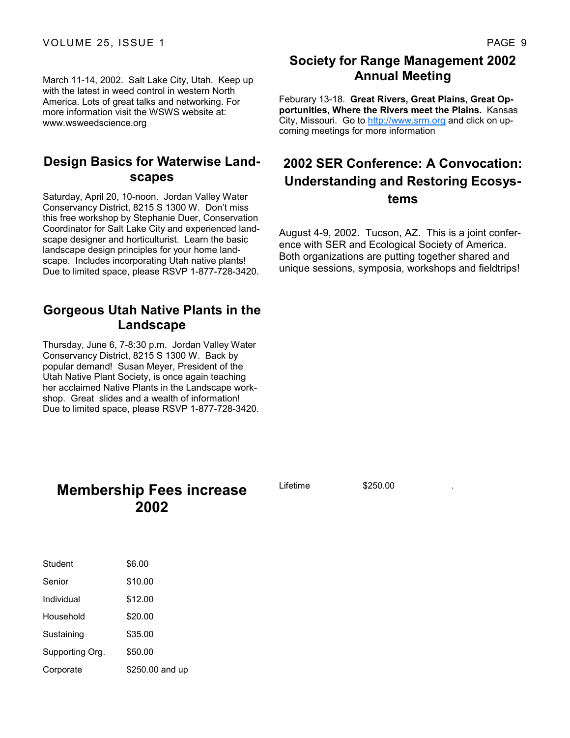March 11-14, 2002. Salt Lake City, Utah. Keep up with the latest in weed control in western North America. Lots of great talks and networking. For more information visit the WSWS website at: www.wsweedscience.org

## Design Basics for Waterwise Landscapes

Saturday, April 20, 10-noon. Jordan Valley Water Conservancy District, 8215 S 1300 W. Don't miss this free workshop by Stephanie Duer, Conservation Coordinator for Salt Lake City and experienced landscape designer and horticulturist. Learn the basic landscape design principles for your home landscape. Includes incorporating Utah native plants! Due to limited space, please RSVP 1-877-728-3420.

## Gorgeous Utah Native Plants in the Landscape

Thursday, June 6, 7-8:30 p.m. Jordan Valley Water Conservancy District, 8215 S 1300 W. Back by popular demand! Susan Meyer, President of the Utah Native Plant Society, is once again teaching her acclaimed Native Plants in the Landscape workshop. Great slides and a wealth of information! Due to limited space, please RSVP 1-877-728-3420.

## Society for Range Management 2002 Annual Meeting

Feburary 13-18. **Great Rivers, Great Plains, Great Opportunities, Where the Rivers meet the Plains.** Kansas City, Missouri. Go to http://www.srm.org and click on upcoming meetings for more information

## 2002 SER Conference: A Convocation: Understanding and Restoring Ecosystems

August 4-9, 2002. Tucson, AZ. This is a joint conference with SER and Ecological Society of America. Both organizations are putting together shared and unique sessions, symposia, workshops and fieldtrips!

## Membership Fees increase 2002

| | |
|---|---|
| Student | $6.00 |
| Senior | $10.00 |
| Individual | $12.00 |
| Household | $20.00 |
| Sustaining | $35.00 |
| Supporting Org. | $50.00 |
| Corporate | $250.00 and up |
| Lifetime | $250.00 |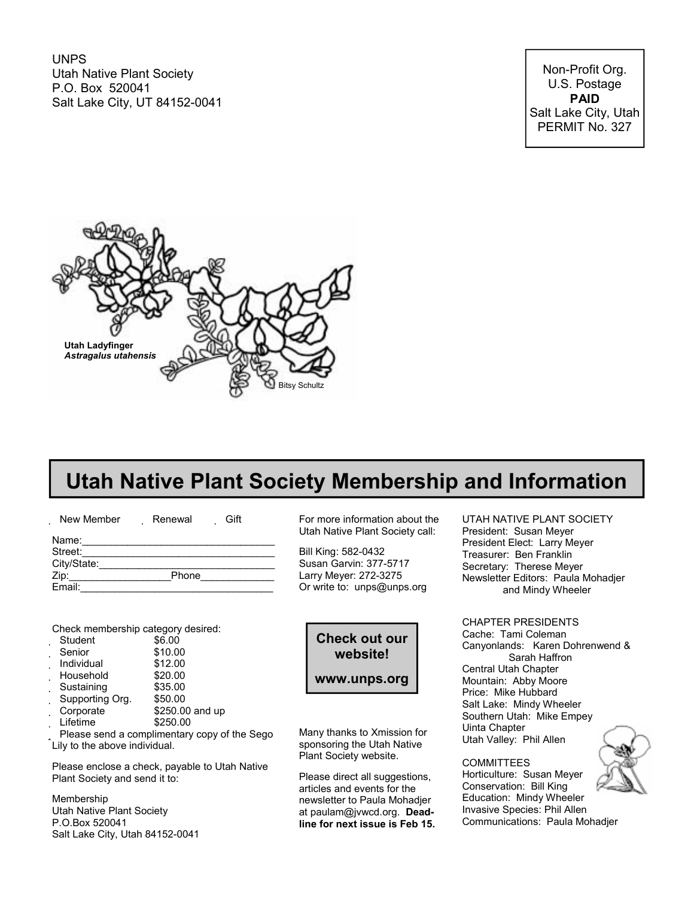UNPS
Utah Native Plant Society
P.O. Box 520041
Salt Lake City, UT 84152-0041

Non-Profit Org.
U.S. Postage
**PAID**
Salt Lake City, Utah
PERMIT No. 327

**Utah Ladyfinger**
***Astragalus utahensis***

Bitsy Schultz

# Utah Native Plant Society Membership and Information

- New Member
- Renewal
- Gift

Name:___________________________________
Street:__________________________________
City/State:_______________________________
Zip:_________________Phone____________
Email:__________________________________

Check membership category desired:

| | |
|---|---|
| Student | $6.00 |
| Senior | $10.00 |
| Individual | $12.00 |
| Household | $20.00 |
| Sustaining | $35.00 |
| Supporting Org. | $50.00 |
| Corporate | $250.00 and up |
| Lifetime | $250.00 |

- Please send a complimentary copy of the Sego Lily to the above individual.

Please enclose a check, payable to Utah Native Plant Society and send it to:

Membership
Utah Native Plant Society
P.O.Box 520041
Salt Lake City, Utah 84152-0041

For more information about the Utah Native Plant Society call:

Bill King: 582-0432
Susan Garvin: 377-5717
Larry Meyer: 272-3275
Or write to: unps@unps.org

**Check out our website!**

**www.unps.org**

Many thanks to Xmission for sponsoring the Utah Native Plant Society website.

Please direct all suggestions, articles and events for the newsletter to Paula Mohadjer at paulam@jvwcd.org. **Deadline for next issue is Feb 15.**

UTAH NATIVE PLANT SOCIETY
President: Susan Meyer
President Elect: Larry Meyer
Treasurer: Ben Franklin
Secretary: Therese Meyer
Newsletter Editors: Paula Mohadjer and Mindy Wheeler

CHAPTER PRESIDENTS
Cache: Tami Coleman
Canyonlands: Karen Dohrenwend & Sarah Haffron
Central Utah Chapter
Mountain: Abby Moore
Price: Mike Hubbard
Salt Lake: Mindy Wheeler
Southern Utah: Mike Empey
Uinta Chapter
Utah Valley: Phil Allen

COMMITTEES
Horticulture: Susan Meyer
Conservation: Bill King
Education: Mindy Wheeler
Invasive Species: Phil Allen
Communications: Paula Mohadjer